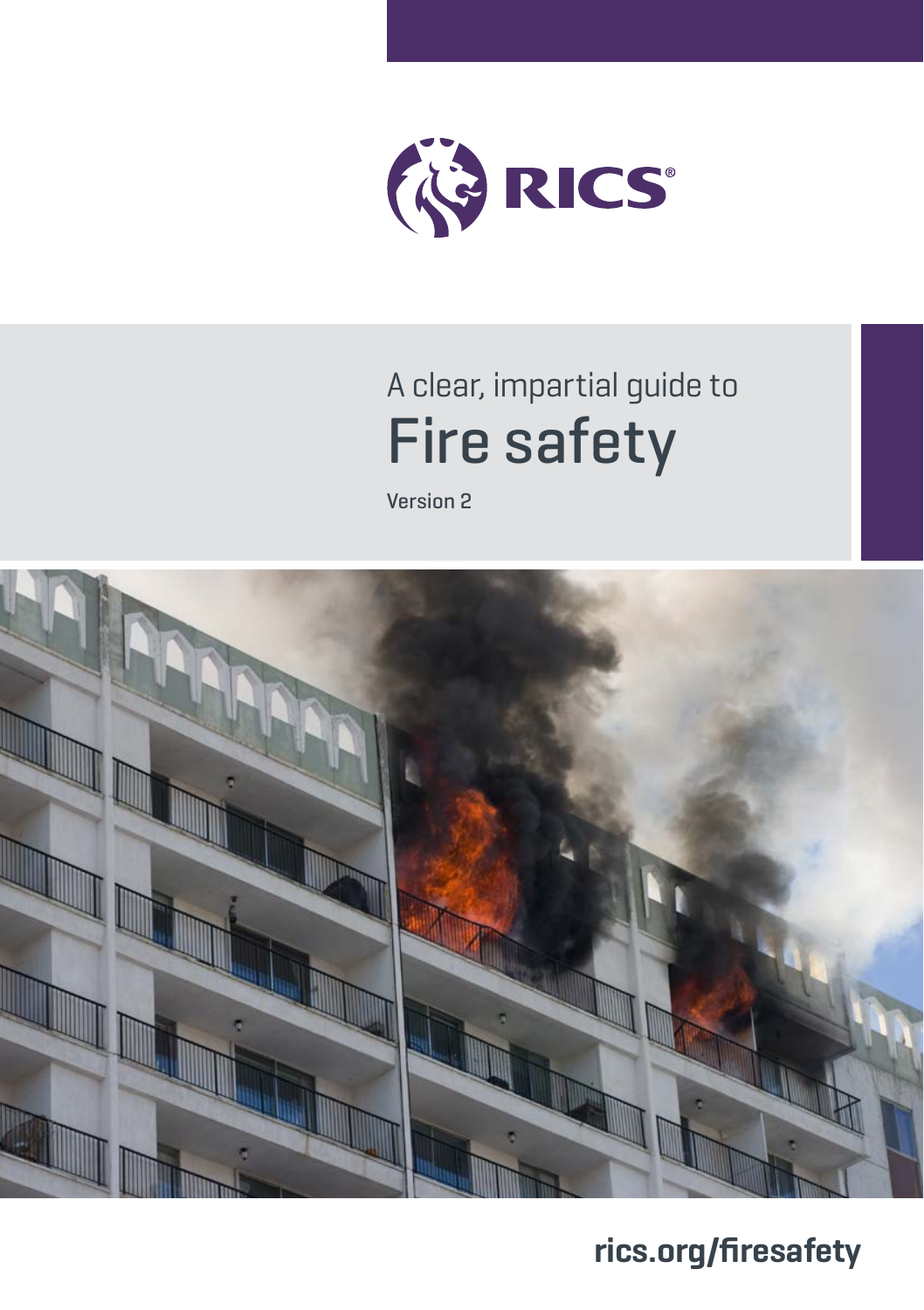RICS®

A clear, impartial guide to

# Fire safety

Version 2

rics.org/firesafety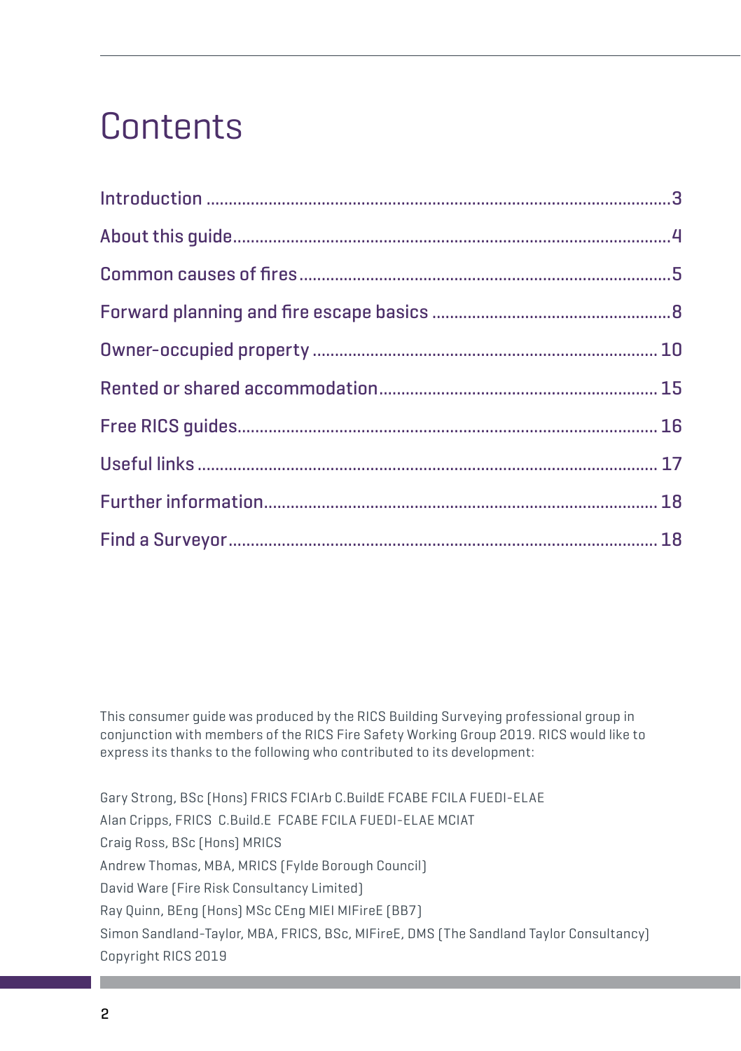# Contents

- Introduction ... 3
- About this guide ... 4
- Common causes of fires ... 5
- Forward planning and fire escape basics ... 8
- Owner-occupied property ... 10
- Rented or shared accommodation ... 15
- Free RICS guides ... 16
- Useful links ... 17
- Further information ... 18
- Find a Surveyor ... 18

This consumer guide was produced by the RICS Building Surveying professional group in conjunction with members of the RICS Fire Safety Working Group 2019. RICS would like to express its thanks to the following who contributed to its development:

Gary Strong, BSc (Hons) FRICS FCIArb C.BuildE FCABE FCILA FUEDI-ELAE

Alan Cripps, FRICS C.Build.E FCABE FCILA FUEDI-ELAE MCIAT

Craig Ross, BSc (Hons) MRICS

Andrew Thomas, MBA, MRICS (Fylde Borough Council)

David Ware (Fire Risk Consultancy Limited)

Ray Quinn, BEng (Hons) MSc CEng MIEI MIFireE (BB7)

Simon Sandland-Taylor, MBA, FRICS, BSc, MIFireE, DMS (The Sandland Taylor Consultancy)

Copyright RICS 2019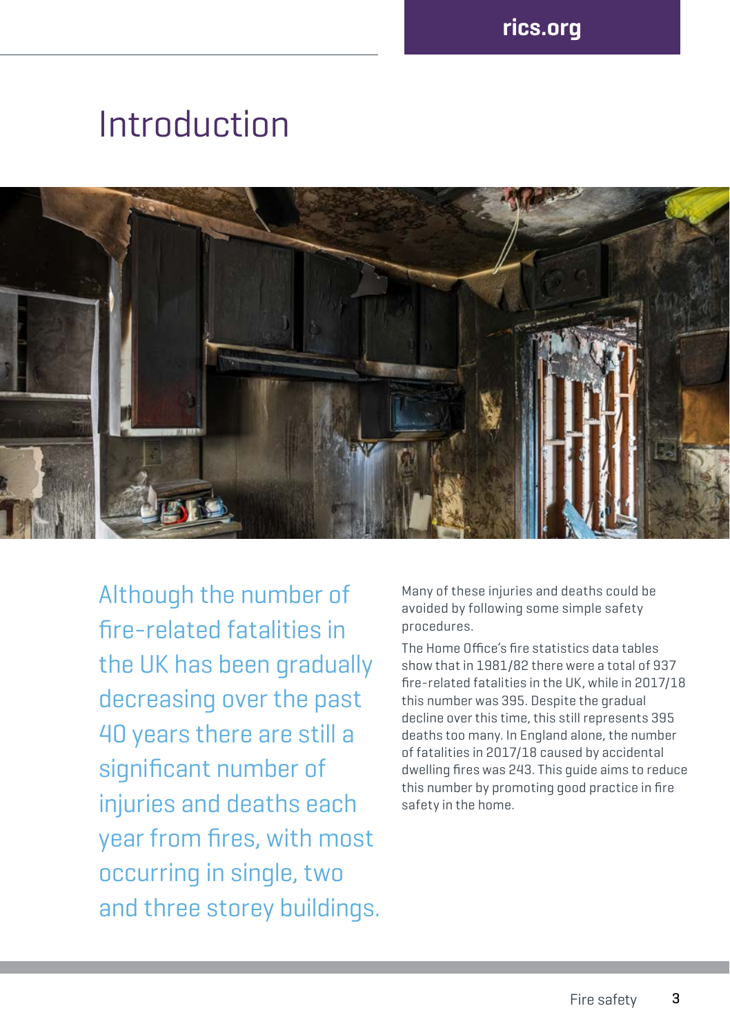# Introduction

Although the number of fire-related fatalities in the UK has been gradually decreasing over the past 40 years there are still a significant number of injuries and deaths each year from fires, with most occurring in single, two and three storey buildings.

Many of these injuries and deaths could be avoided by following some simple safety procedures.

The Home Office's fire statistics data tables show that in 1981/82 there were a total of 937 fire-related fatalities in the UK, while in 2017/18 this number was 395. Despite the gradual decline over this time, this still represents 395 deaths too many. In England alone, the number of fatalities in 2017/18 caused by accidental dwelling fires was 243. This guide aims to reduce this number by promoting good practice in fire safety in the home.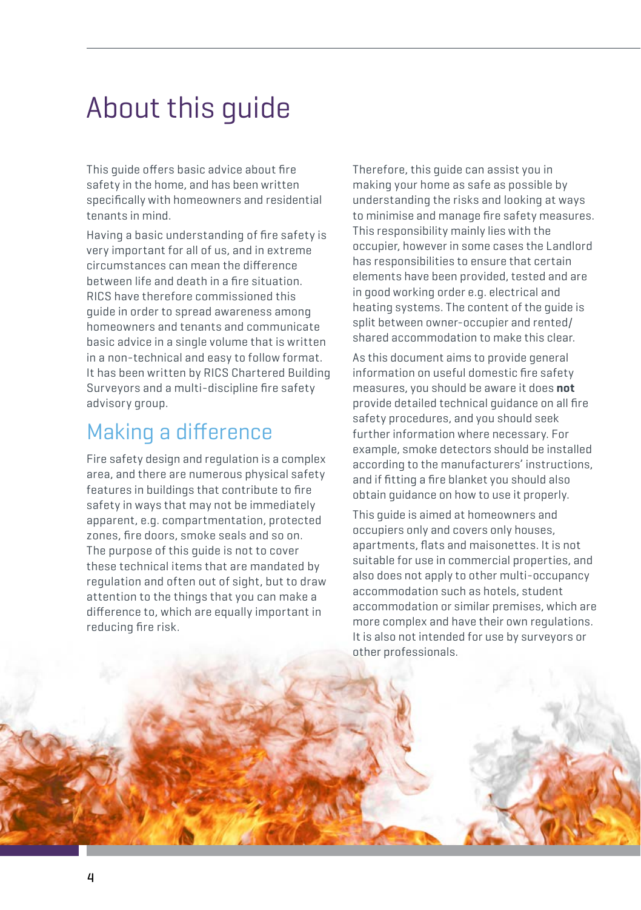# About this guide

This guide offers basic advice about fire safety in the home, and has been written specifically with homeowners and residential tenants in mind.

Having a basic understanding of fire safety is very important for all of us, and in extreme circumstances can mean the difference between life and death in a fire situation. RICS have therefore commissioned this guide in order to spread awareness among homeowners and tenants and communicate basic advice in a single volume that is written in a non-technical and easy to follow format. It has been written by RICS Chartered Building Surveyors and a multi-discipline fire safety advisory group.

## Making a difference

Fire safety design and regulation is a complex area, and there are numerous physical safety features in buildings that contribute to fire safety in ways that may not be immediately apparent, e.g. compartmentation, protected zones, fire doors, smoke seals and so on. The purpose of this guide is not to cover these technical items that are mandated by regulation and often out of sight, but to draw attention to the things that you can make a difference to, which are equally important in reducing fire risk.

Therefore, this guide can assist you in making your home as safe as possible by understanding the risks and looking at ways to minimise and manage fire safety measures. This responsibility mainly lies with the occupier, however in some cases the Landlord has responsibilities to ensure that certain elements have been provided, tested and are in good working order e.g. electrical and heating systems. The content of the guide is split between owner-occupier and rented/shared accommodation to make this clear.

As this document aims to provide general information on useful domestic fire safety measures, you should be aware it does **not** provide detailed technical guidance on all fire safety procedures, and you should seek further information where necessary. For example, smoke detectors should be installed according to the manufacturers' instructions, and if fitting a fire blanket you should also obtain guidance on how to use it properly.

This guide is aimed at homeowners and occupiers only and covers only houses, apartments, flats and maisonettes. It is not suitable for use in commercial properties, and also does not apply to other multi-occupancy accommodation such as hotels, student accommodation or similar premises, which are more complex and have their own regulations. It is also not intended for use by surveyors or other professionals.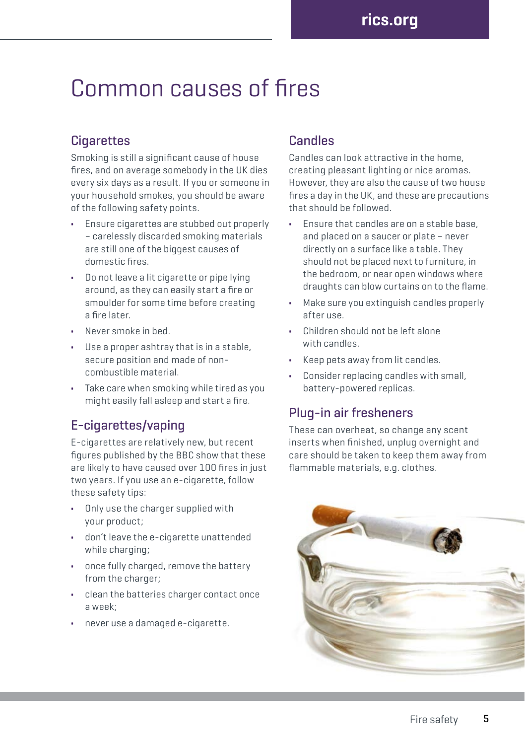# Common causes of fires

## Cigarettes

Smoking is still a significant cause of house fires, and on average somebody in the UK dies every six days as a result. If you or someone in your household smokes, you should be aware of the following safety points.

- Ensure cigarettes are stubbed out properly – carelessly discarded smoking materials are still one of the biggest causes of domestic fires.
- Do not leave a lit cigarette or pipe lying around, as they can easily start a fire or smoulder for some time before creating a fire later.
- Never smoke in bed.
- Use a proper ashtray that is in a stable, secure position and made of non-combustible material.
- Take care when smoking while tired as you might easily fall asleep and start a fire.

## E-cigarettes/vaping

E-cigarettes are relatively new, but recent figures published by the BBC show that these are likely to have caused over 100 fires in just two years. If you use an e-cigarette, follow these safety tips:

- Only use the charger supplied with your product;
- don't leave the e-cigarette unattended while charging;
- once fully charged, remove the battery from the charger;
- clean the batteries charger contact once a week;
- never use a damaged e-cigarette.

## Candles

Candles can look attractive in the home, creating pleasant lighting or nice aromas. However, they are also the cause of two house fires a day in the UK, and these are precautions that should be followed.

- Ensure that candles are on a stable base, and placed on a saucer or plate – never directly on a surface like a table. They should not be placed next to furniture, in the bedroom, or near open windows where draughts can blow curtains on to the flame.
- Make sure you extinguish candles properly after use.
- Children should not be left alone with candles.
- Keep pets away from lit candles.
- Consider replacing candles with small, battery-powered replicas.

## Plug-in air fresheners

These can overheat, so change any scent inserts when finished, unplug overnight and care should be taken to keep them away from flammable materials, e.g. clothes.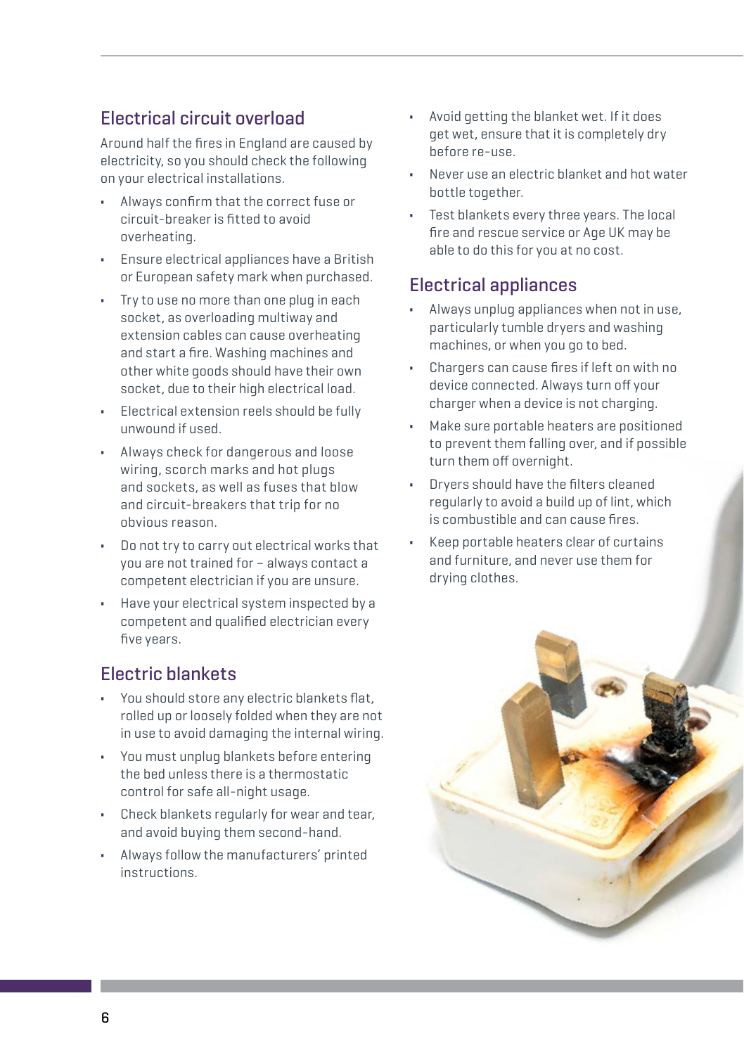## Electrical circuit overload

Around half the fires in England are caused by electricity, so you should check the following on your electrical installations.

- Always confirm that the correct fuse or circuit-breaker is fitted to avoid overheating.
- Ensure electrical appliances have a British or European safety mark when purchased.
- Try to use no more than one plug in each socket, as overloading multiway and extension cables can cause overheating and start a fire. Washing machines and other white goods should have their own socket, due to their high electrical load.
- Electrical extension reels should be fully unwound if used.
- Always check for dangerous and loose wiring, scorch marks and hot plugs and sockets, as well as fuses that blow and circuit-breakers that trip for no obvious reason.
- Do not try to carry out electrical works that you are not trained for – always contact a competent electrician if you are unsure.
- Have your electrical system inspected by a competent and qualified electrician every five years.

## Electric blankets

- You should store any electric blankets flat, rolled up or loosely folded when they are not in use to avoid damaging the internal wiring.
- You must unplug blankets before entering the bed unless there is a thermostatic control for safe all-night usage.
- Check blankets regularly for wear and tear, and avoid buying them second-hand.
- Always follow the manufacturers' printed instructions.
- Avoid getting the blanket wet. If it does get wet, ensure that it is completely dry before re-use.
- Never use an electric blanket and hot water bottle together.
- Test blankets every three years. The local fire and rescue service or Age UK may be able to do this for you at no cost.

## Electrical appliances

- Always unplug appliances when not in use, particularly tumble dryers and washing machines, or when you go to bed.
- Chargers can cause fires if left on with no device connected. Always turn off your charger when a device is not charging.
- Make sure portable heaters are positioned to prevent them falling over, and if possible turn them off overnight.
- Dryers should have the filters cleaned regularly to avoid a build up of lint, which is combustible and can cause fires.
- Keep portable heaters clear of curtains and furniture, and never use them for drying clothes.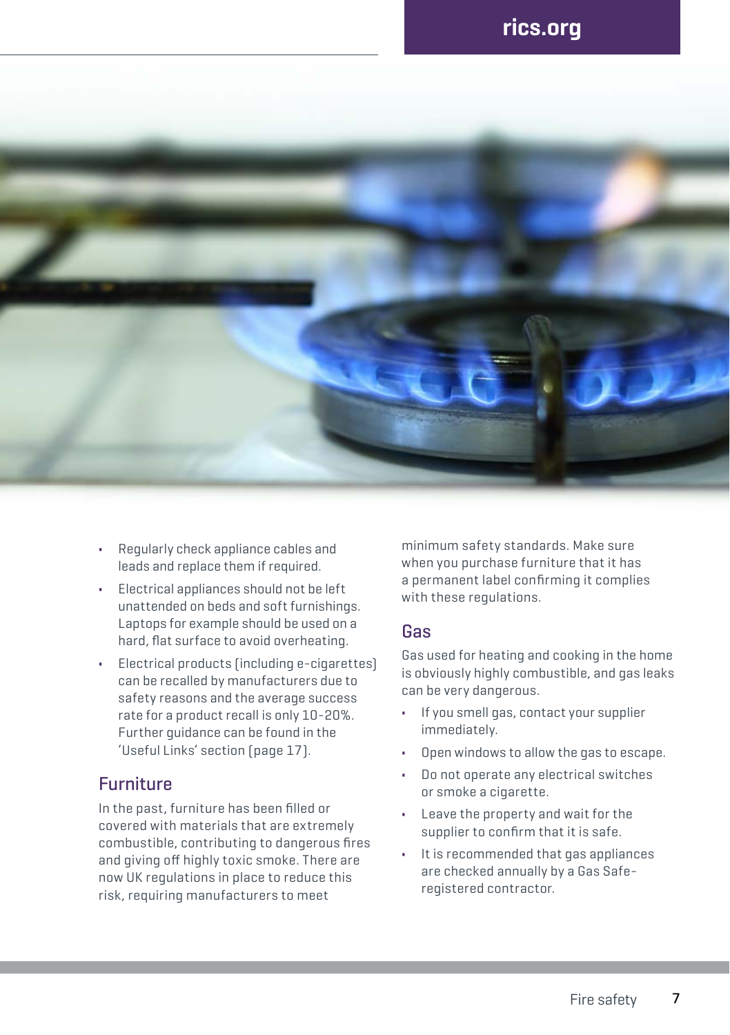- Regularly check appliance cables and leads and replace them if required.
- Electrical appliances should not be left unattended on beds and soft furnishings. Laptops for example should be used on a hard, flat surface to avoid overheating.
- Electrical products (including e-cigarettes) can be recalled by manufacturers due to safety reasons and the average success rate for a product recall is only 10-20%. Further guidance can be found in the 'Useful Links' section (page 17).

## Furniture

In the past, furniture has been filled or covered with materials that are extremely combustible, contributing to dangerous fires and giving off highly toxic smoke. There are now UK regulations in place to reduce this risk, requiring manufacturers to meet minimum safety standards. Make sure when you purchase furniture that it has a permanent label confirming it complies with these regulations.

## Gas

Gas used for heating and cooking in the home is obviously highly combustible, and gas leaks can be very dangerous.

- If you smell gas, contact your supplier immediately.
- Open windows to allow the gas to escape.
- Do not operate any electrical switches or smoke a cigarette.
- Leave the property and wait for the supplier to confirm that it is safe.
- It is recommended that gas appliances are checked annually by a Gas Safe-registered contractor.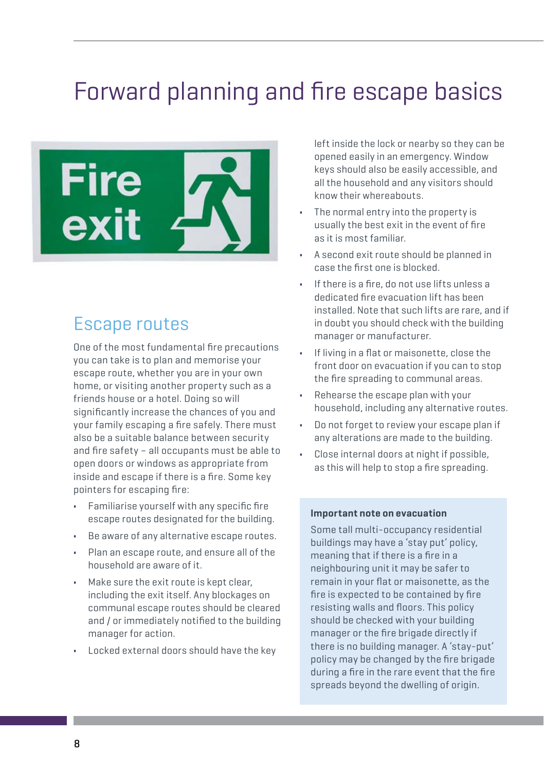# Forward planning and fire escape basics

## Escape routes

One of the most fundamental fire precautions you can take is to plan and memorise your escape route, whether you are in your own home, or visiting another property such as a friends house or a hotel. Doing so will significantly increase the chances of you and your family escaping a fire safely. There must also be a suitable balance between security and fire safety – all occupants must be able to open doors or windows as appropriate from inside and escape if there is a fire. Some key pointers for escaping fire:

- Familiarise yourself with any specific fire escape routes designated for the building.
- Be aware of any alternative escape routes.
- Plan an escape route, and ensure all of the household are aware of it.
- Make sure the exit route is kept clear, including the exit itself. Any blockages on communal escape routes should be cleared and / or immediately notified to the building manager for action.
- Locked external doors should have the key left inside the lock or nearby so they can be opened easily in an emergency. Window keys should also be easily accessible, and all the household and any visitors should know their whereabouts.
- The normal entry into the property is usually the best exit in the event of fire as it is most familiar.
- A second exit route should be planned in case the first one is blocked.
- If there is a fire, do not use lifts unless a dedicated fire evacuation lift has been installed. Note that such lifts are rare, and if in doubt you should check with the building manager or manufacturer.
- If living in a flat or maisonette, close the front door on evacuation if you can to stop the fire spreading to communal areas.
- Rehearse the escape plan with your household, including any alternative routes.
- Do not forget to review your escape plan if any alterations are made to the building.
- Close internal doors at night if possible, as this will help to stop a fire spreading.

**Important note on evacuation**

Some tall multi-occupancy residential buildings may have a 'stay put' policy, meaning that if there is a fire in a neighbouring unit it may be safer to remain in your flat or maisonette, as the fire is expected to be contained by fire resisting walls and floors. This policy should be checked with your building manager or the fire brigade directly if there is no building manager. A 'stay-put' policy may be changed by the fire brigade during a fire in the rare event that the fire spreads beyond the dwelling of origin.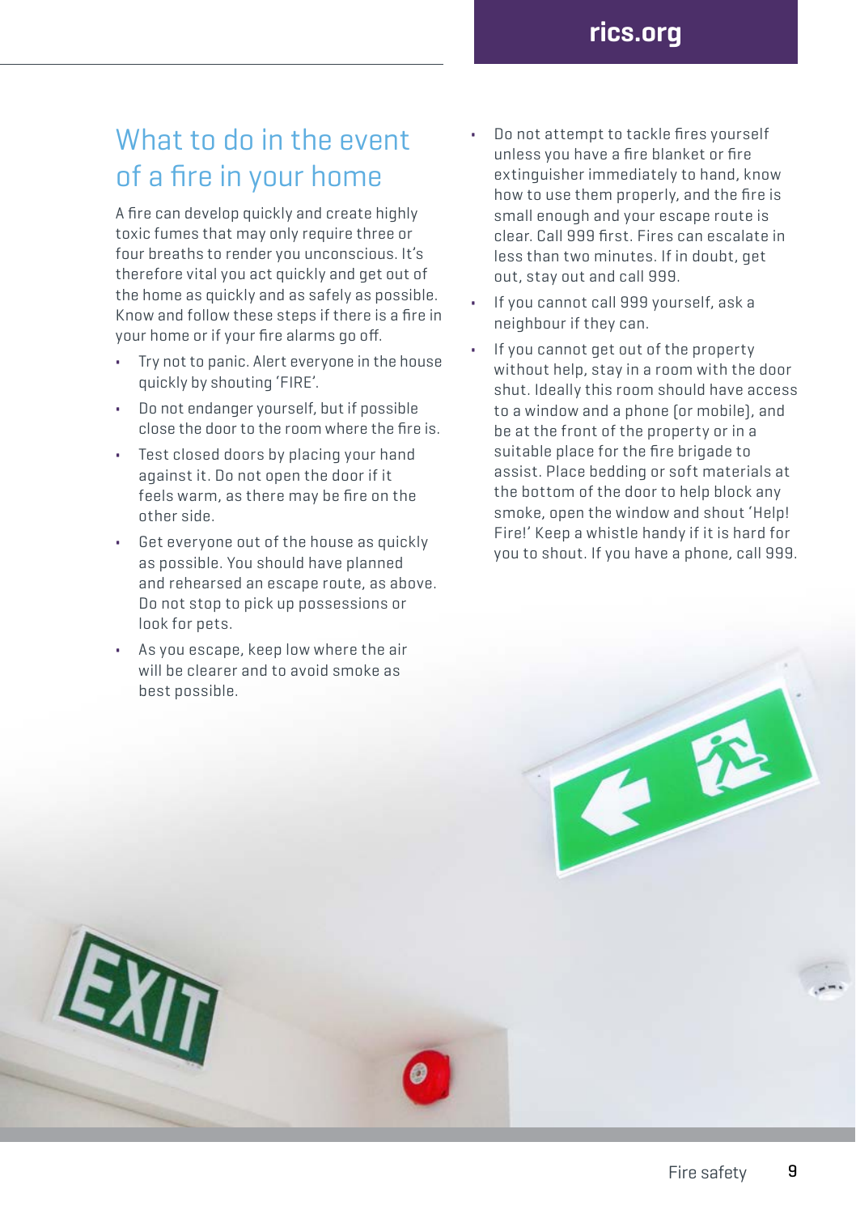## What to do in the event of a fire in your home

A fire can develop quickly and create highly toxic fumes that may only require three or four breaths to render you unconscious. It's therefore vital you act quickly and get out of the home as quickly and as safely as possible. Know and follow these steps if there is a fire in your home or if your fire alarms go off.

- Try not to panic. Alert everyone in the house quickly by shouting 'FIRE'.
- Do not endanger yourself, but if possible close the door to the room where the fire is.
- Test closed doors by placing your hand against it. Do not open the door if it feels warm, as there may be fire on the other side.
- Get everyone out of the house as quickly as possible. You should have planned and rehearsed an escape route, as above. Do not stop to pick up possessions or look for pets.
- As you escape, keep low where the air will be clearer and to avoid smoke as best possible.
- Do not attempt to tackle fires yourself unless you have a fire blanket or fire extinguisher immediately to hand, know how to use them properly, and the fire is small enough and your escape route is clear. Call 999 first. Fires can escalate in less than two minutes. If in doubt, get out, stay out and call 999.
- If you cannot call 999 yourself, ask a neighbour if they can.
- If you cannot get out of the property without help, stay in a room with the door shut. Ideally this room should have access to a window and a phone (or mobile), and be at the front of the property or in a suitable place for the fire brigade to assist. Place bedding or soft materials at the bottom of the door to help block any smoke, open the window and shout 'Help! Fire!' Keep a whistle handy if it is hard for you to shout. If you have a phone, call 999.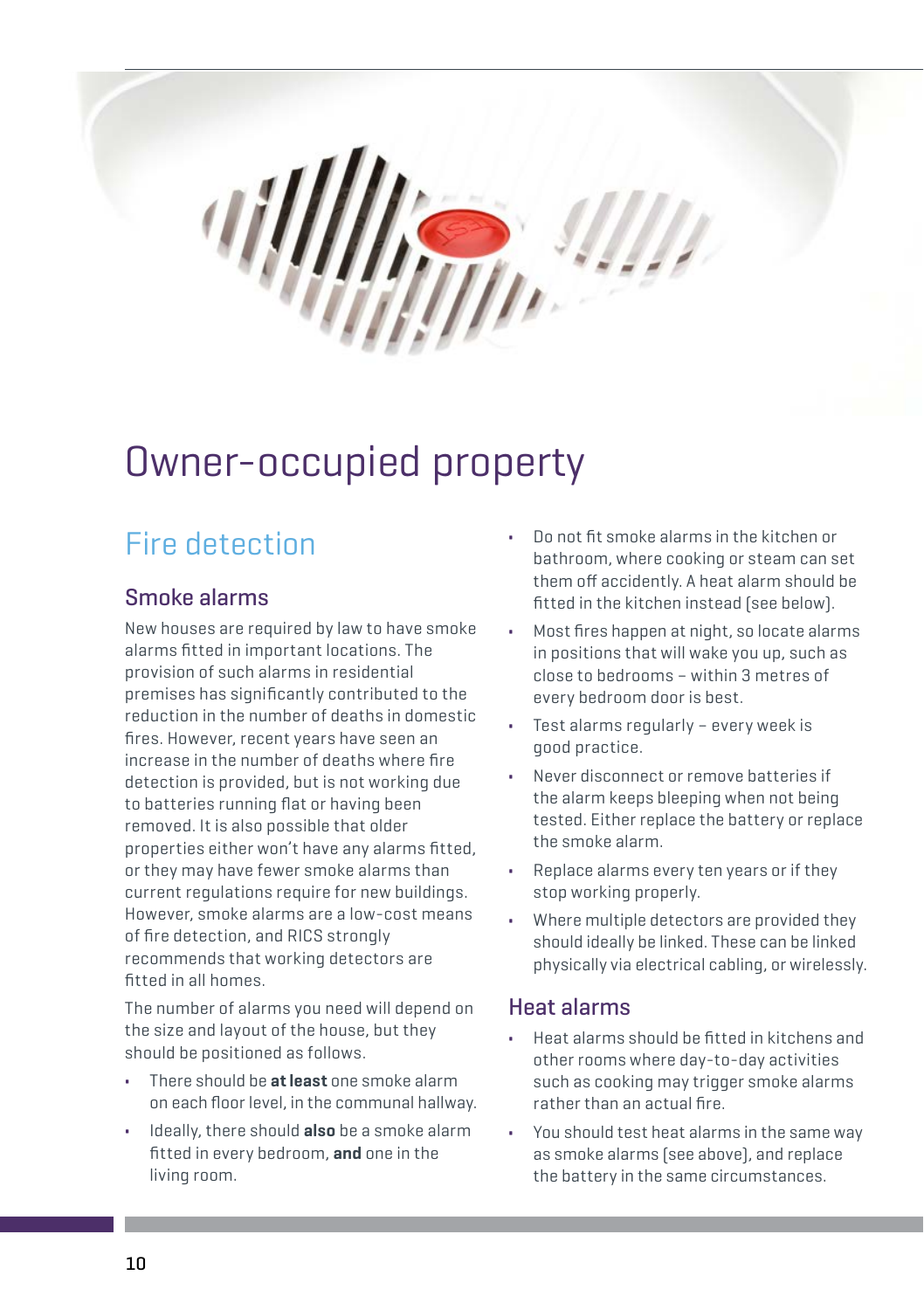# Owner-occupied property

## Fire detection

### Smoke alarms

New houses are required by law to have smoke alarms fitted in important locations. The provision of such alarms in residential premises has significantly contributed to the reduction in the number of deaths in domestic fires. However, recent years have seen an increase in the number of deaths where fire detection is provided, but is not working due to batteries running flat or having been removed. It is also possible that older properties either won't have any alarms fitted, or they may have fewer smoke alarms than current regulations require for new buildings. However, smoke alarms are a low-cost means of fire detection, and RICS strongly recommends that working detectors are fitted in all homes.

The number of alarms you need will depend on the size and layout of the house, but they should be positioned as follows.

- There should be **at least** one smoke alarm on each floor level, in the communal hallway.
- Ideally, there should **also** be a smoke alarm fitted in every bedroom, **and** one in the living room.
- Do not fit smoke alarms in the kitchen or bathroom, where cooking or steam can set them off accidently. A heat alarm should be fitted in the kitchen instead (see below).
- Most fires happen at night, so locate alarms in positions that will wake you up, such as close to bedrooms – within 3 metres of every bedroom door is best.
- Test alarms regularly – every week is good practice.
- Never disconnect or remove batteries if the alarm keeps bleeping when not being tested. Either replace the battery or replace the smoke alarm.
- Replace alarms every ten years or if they stop working properly.
- Where multiple detectors are provided they should ideally be linked. These can be linked physically via electrical cabling, or wirelessly.

### Heat alarms

- Heat alarms should be fitted in kitchens and other rooms where day-to-day activities such as cooking may trigger smoke alarms rather than an actual fire.
- You should test heat alarms in the same way as smoke alarms (see above), and replace the battery in the same circumstances.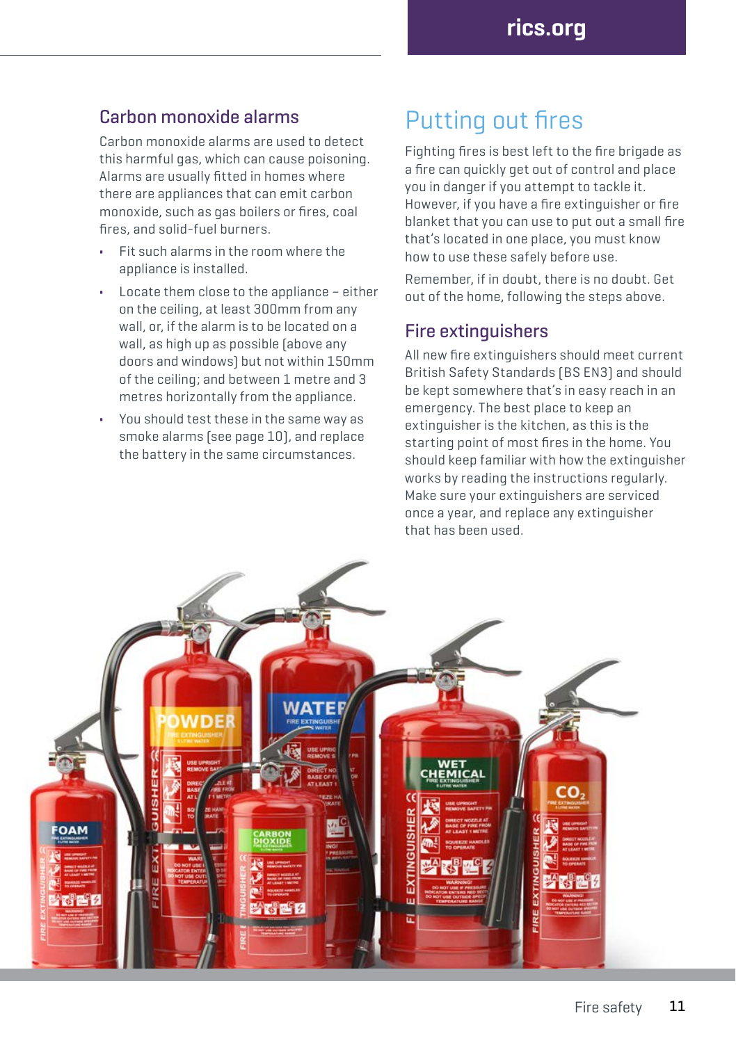## Carbon monoxide alarms

Carbon monoxide alarms are used to detect this harmful gas, which can cause poisoning. Alarms are usually fitted in homes where there are appliances that can emit carbon monoxide, such as gas boilers or fires, coal fires, and solid-fuel burners.

- Fit such alarms in the room where the appliance is installed.
- Locate them close to the appliance – either on the ceiling, at least 300mm from any wall, or, if the alarm is to be located on a wall, as high up as possible (above any doors and windows) but not within 150mm of the ceiling; and between 1 metre and 3 metres horizontally from the appliance.
- You should test these in the same way as smoke alarms (see page 10), and replace the battery in the same circumstances.

# Putting out fires

Fighting fires is best left to the fire brigade as a fire can quickly get out of control and place you in danger if you attempt to tackle it. However, if you have a fire extinguisher or fire blanket that you can use to put out a small fire that's located in one place, you must know how to use these safely before use.

Remember, if in doubt, there is no doubt. Get out of the home, following the steps above.

## Fire extinguishers

All new fire extinguishers should meet current British Safety Standards (BS EN3) and should be kept somewhere that's in easy reach in an emergency. The best place to keep an extinguisher is the kitchen, as this is the starting point of most fires in the home. You should keep familiar with how the extinguisher works by reading the instructions regularly. Make sure your extinguishers are serviced once a year, and replace any extinguisher that has been used.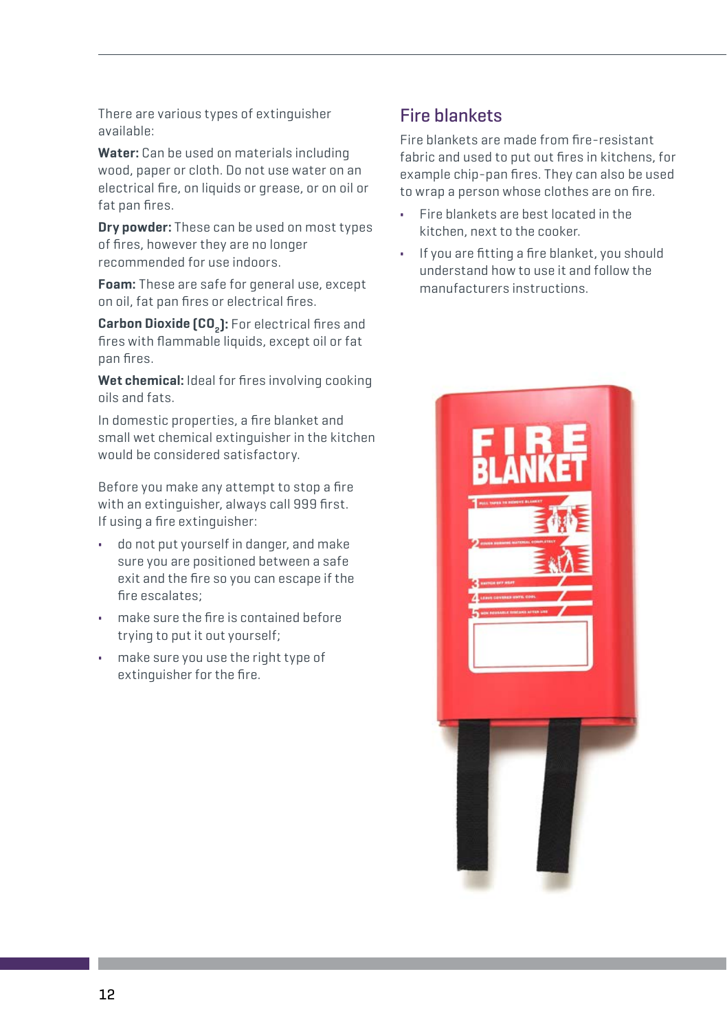There are various types of extinguisher available:

**Water:** Can be used on materials including wood, paper or cloth. Do not use water on an electrical fire, on liquids or grease, or on oil or fat pan fires.

**Dry powder:** These can be used on most types of fires, however they are no longer recommended for use indoors.

**Foam:** These are safe for general use, except on oil, fat pan fires or electrical fires.

**Carbon Dioxide ($CO_2$):** For electrical fires and fires with flammable liquids, except oil or fat pan fires.

**Wet chemical:** Ideal for fires involving cooking oils and fats.

In domestic properties, a fire blanket and small wet chemical extinguisher in the kitchen would be considered satisfactory.

Before you make any attempt to stop a fire with an extinguisher, always call 999 first. If using a fire extinguisher:

- do not put yourself in danger, and make sure you are positioned between a safe exit and the fire so you can escape if the fire escalates;
- make sure the fire is contained before trying to put it out yourself;
- make sure you use the right type of extinguisher for the fire.

## Fire blankets

Fire blankets are made from fire-resistant fabric and used to put out fires in kitchens, for example chip-pan fires. They can also be used to wrap a person whose clothes are on fire.

- Fire blankets are best located in the kitchen, next to the cooker.
- If you are fitting a fire blanket, you should understand how to use it and follow the manufacturers instructions.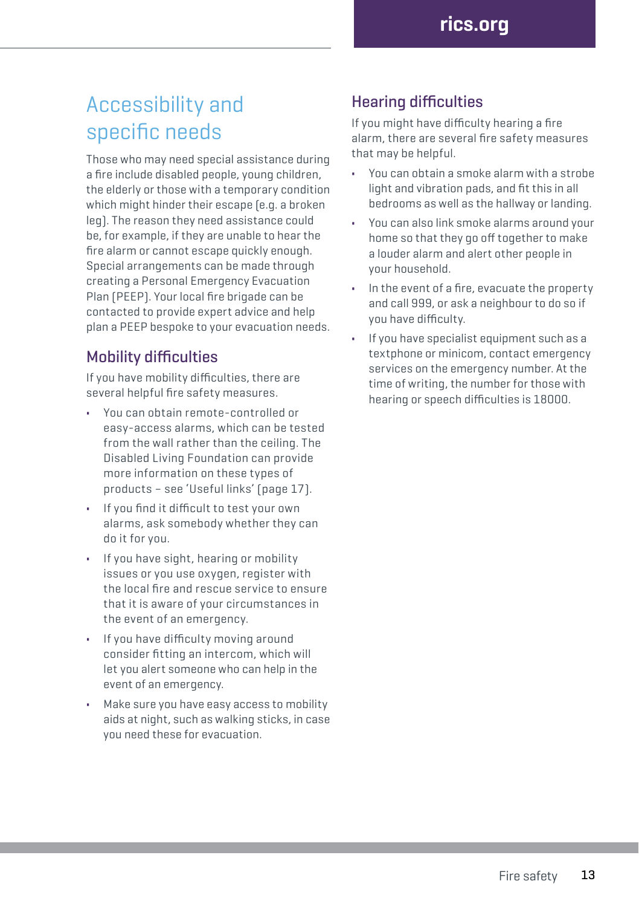# Accessibility and specific needs

Those who may need special assistance during a fire include disabled people, young children, the elderly or those with a temporary condition which might hinder their escape (e.g. a broken leg). The reason they need assistance could be, for example, if they are unable to hear the fire alarm or cannot escape quickly enough. Special arrangements can be made through creating a Personal Emergency Evacuation Plan (PEEP). Your local fire brigade can be contacted to provide expert advice and help plan a PEEP bespoke to your evacuation needs.

## Mobility difficulties

If you have mobility difficulties, there are several helpful fire safety measures.

- You can obtain remote-controlled or easy-access alarms, which can be tested from the wall rather than the ceiling. The Disabled Living Foundation can provide more information on these types of products – see 'Useful links' (page 17).
- If you find it difficult to test your own alarms, ask somebody whether they can do it for you.
- If you have sight, hearing or mobility issues or you use oxygen, register with the local fire and rescue service to ensure that it is aware of your circumstances in the event of an emergency.
- If you have difficulty moving around consider fitting an intercom, which will let you alert someone who can help in the event of an emergency.
- Make sure you have easy access to mobility aids at night, such as walking sticks, in case you need these for evacuation.

## Hearing difficulties

If you might have difficulty hearing a fire alarm, there are several fire safety measures that may be helpful.

- You can obtain a smoke alarm with a strobe light and vibration pads, and fit this in all bedrooms as well as the hallway or landing.
- You can also link smoke alarms around your home so that they go off together to make a louder alarm and alert other people in your household.
- In the event of a fire, evacuate the property and call 999, or ask a neighbour to do so if you have difficulty.
- If you have specialist equipment such as a textphone or minicom, contact emergency services on the emergency number. At the time of writing, the number for those with hearing or speech difficulties is 18000.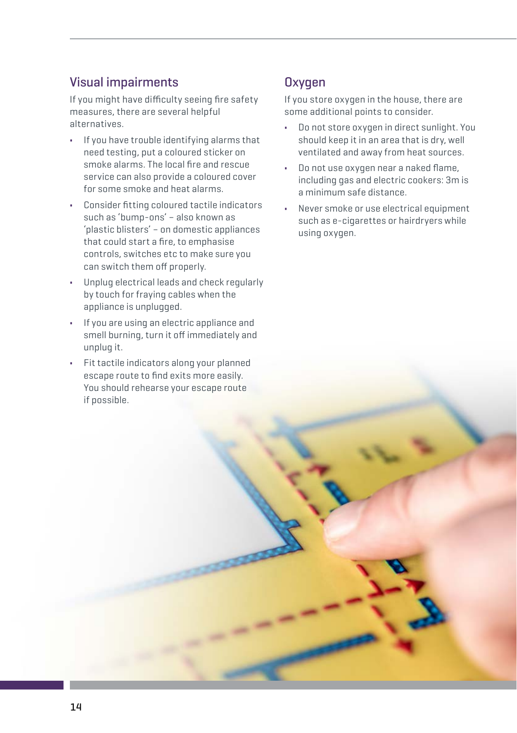## Visual impairments

If you might have difficulty seeing fire safety measures, there are several helpful alternatives.

- If you have trouble identifying alarms that need testing, put a coloured sticker on smoke alarms. The local fire and rescue service can also provide a coloured cover for some smoke and heat alarms.
- Consider fitting coloured tactile indicators such as 'bump-ons' – also known as 'plastic blisters' – on domestic appliances that could start a fire, to emphasise controls, switches etc to make sure you can switch them off properly.
- Unplug electrical leads and check regularly by touch for fraying cables when the appliance is unplugged.
- If you are using an electric appliance and smell burning, turn it off immediately and unplug it.
- Fit tactile indicators along your planned escape route to find exits more easily. You should rehearse your escape route if possible.

## Oxygen

If you store oxygen in the house, there are some additional points to consider.

- Do not store oxygen in direct sunlight. You should keep it in an area that is dry, well ventilated and away from heat sources.
- Do not use oxygen near a naked flame, including gas and electric cookers: 3m is a minimum safe distance.
- Never smoke or use electrical equipment such as e-cigarettes or hairdryers while using oxygen.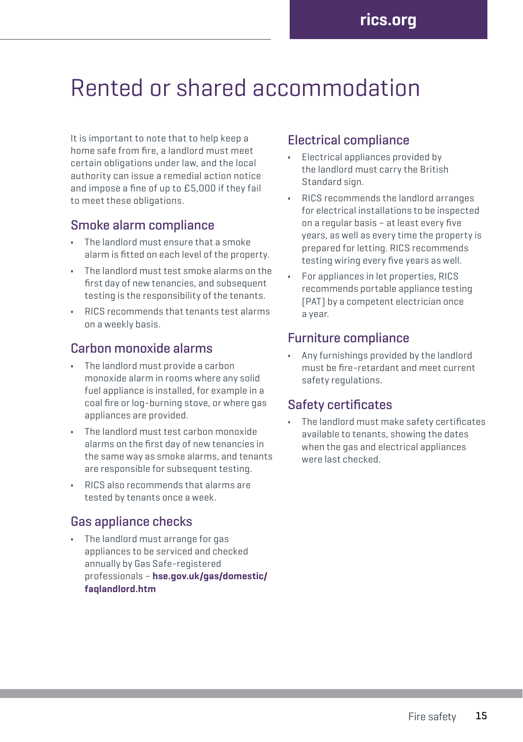# Rented or shared accommodation

It is important to note that to help keep a home safe from fire, a landlord must meet certain obligations under law, and the local authority can issue a remedial action notice and impose a fine of up to £5,000 if they fail to meet these obligations.

## Smoke alarm compliance

- The landlord must ensure that a smoke alarm is fitted on each level of the property.
- The landlord must test smoke alarms on the first day of new tenancies, and subsequent testing is the responsibility of the tenants.
- RICS recommends that tenants test alarms on a weekly basis.

## Carbon monoxide alarms

- The landlord must provide a carbon monoxide alarm in rooms where any solid fuel appliance is installed, for example in a coal fire or log-burning stove, or where gas appliances are provided.
- The landlord must test carbon monoxide alarms on the first day of new tenancies in the same way as smoke alarms, and tenants are responsible for subsequent testing.
- RICS also recommends that alarms are tested by tenants once a week.

## Gas appliance checks

- The landlord must arrange for gas appliances to be serviced and checked annually by Gas Safe-registered professionals – **hse.gov.uk/gas/domestic/faqlandlord.htm**

## Electrical compliance

- Electrical appliances provided by the landlord must carry the British Standard sign.
- RICS recommends the landlord arranges for electrical installations to be inspected on a regular basis – at least every five years, as well as every time the property is prepared for letting. RICS recommends testing wiring every five years as well.
- For appliances in let properties, RICS recommends portable appliance testing (PAT) by a competent electrician once a year.

## Furniture compliance

- Any furnishings provided by the landlord must be fire-retardant and meet current safety regulations.

## Safety certificates

- The landlord must make safety certificates available to tenants, showing the dates when the gas and electrical appliances were last checked.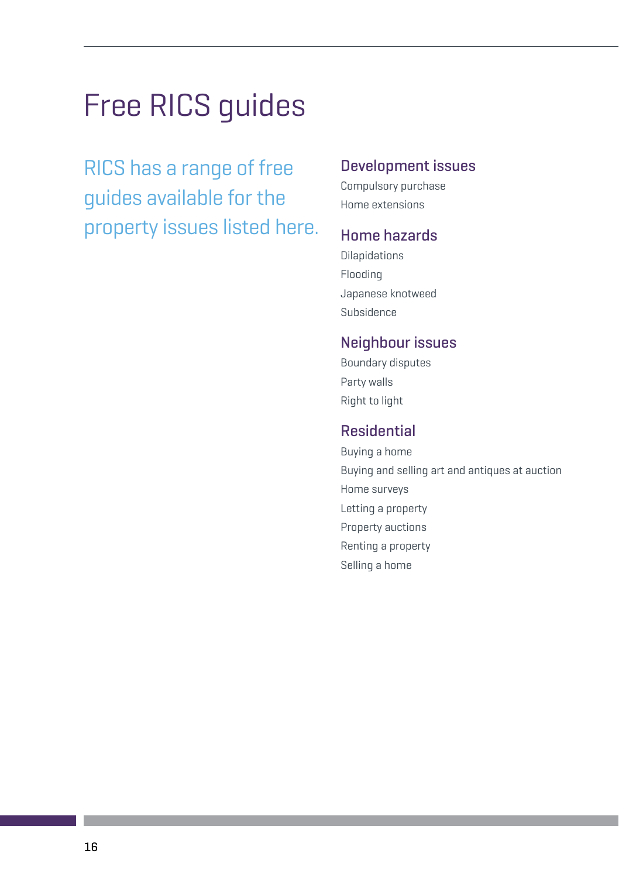# Free RICS guides

RICS has a range of free guides available for the property issues listed here.

## Development issues

Compulsory purchase

Home extensions

## Home hazards

Dilapidations

Flooding

Japanese knotweed

Subsidence

## Neighbour issues

Boundary disputes

Party walls

Right to light

## Residential

Buying a home

Buying and selling art and antiques at auction

Home surveys

Letting a property

Property auctions

Renting a property

Selling a home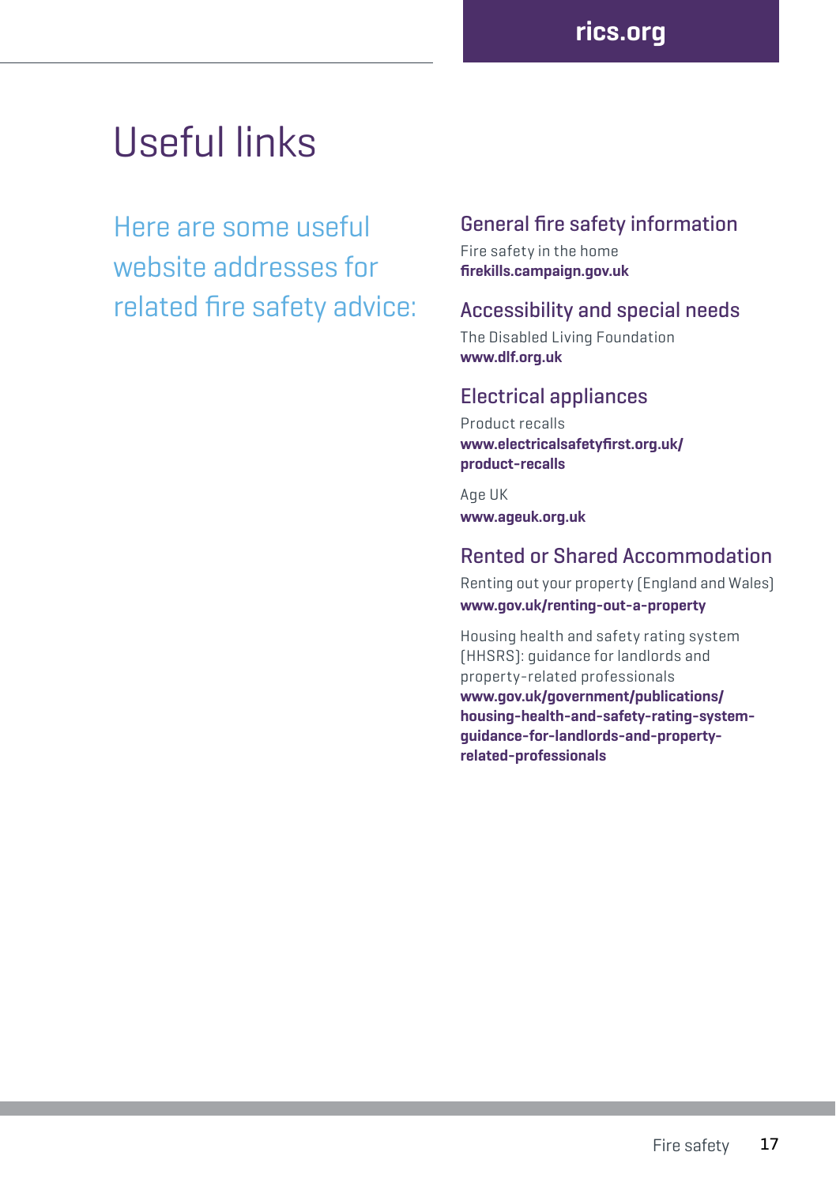# Useful links

Here are some useful website addresses for related fire safety advice:

## General fire safety information

Fire safety in the home
**firekills.campaign.gov.uk**

## Accessibility and special needs

The Disabled Living Foundation
**www.dlf.org.uk**

## Electrical appliances

Product recalls
**www.electricalsafetyfirst.org.uk/product-recalls**

Age UK
**www.ageuk.org.uk**

## Rented or Shared Accommodation

Renting out your property (England and Wales)
**www.gov.uk/renting-out-a-property**

Housing health and safety rating system (HHSRS): guidance for landlords and property-related professionals
**www.gov.uk/government/publications/housing-health-and-safety-rating-system-guidance-for-landlords-and-property-related-professionals**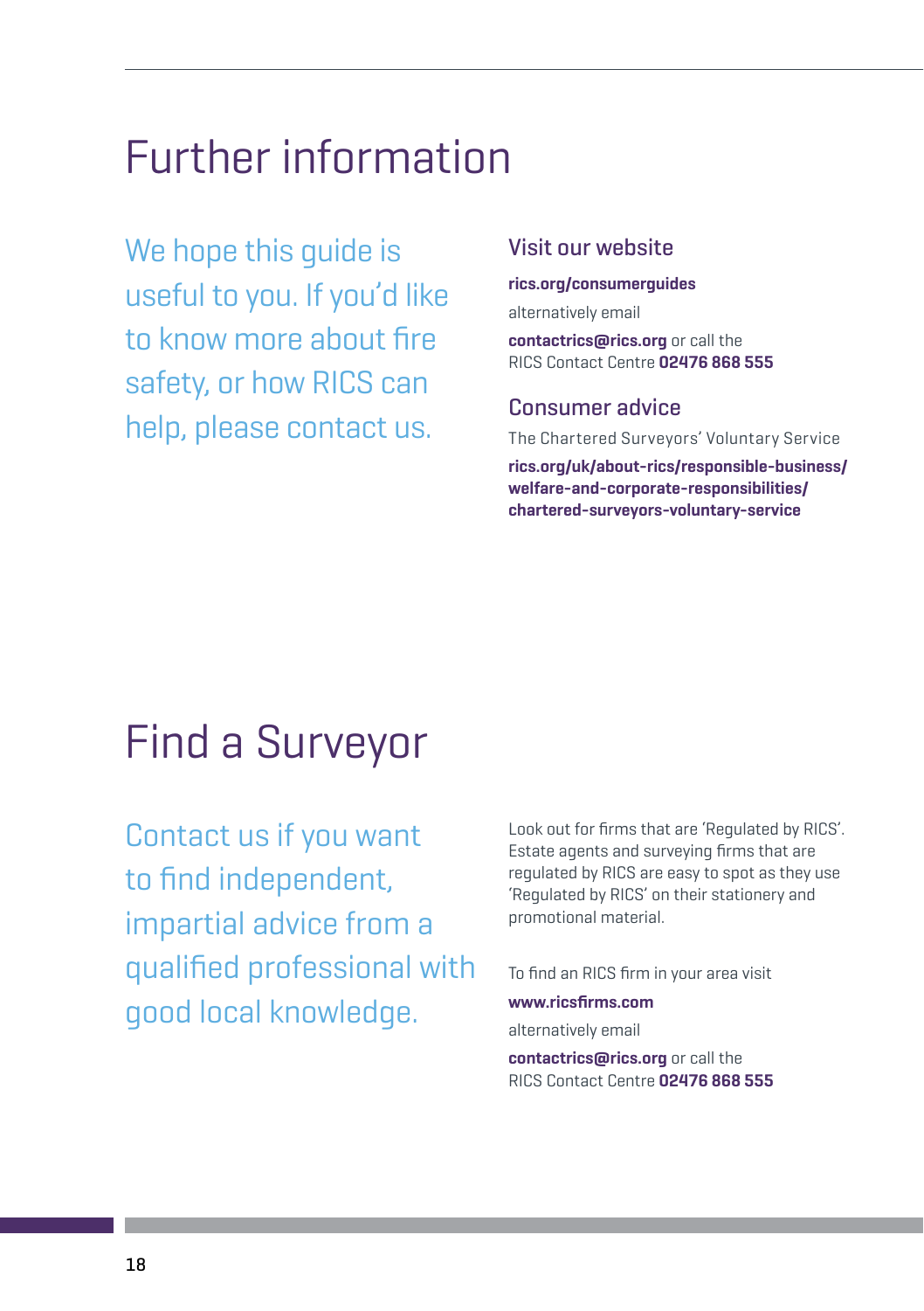# Further information

We hope this guide is useful to you. If you'd like to know more about fire safety, or how RICS can help, please contact us.

## Visit our website

**rics.org/consumerguides**

alternatively email

**contactrics@rics.org** or call the RICS Contact Centre **02476 868 555**

## Consumer advice

The Chartered Surveyors' Voluntary Service

**rics.org/uk/about-rics/responsible-business/welfare-and-corporate-responsibilities/chartered-surveyors-voluntary-service**

# Find a Surveyor

Contact us if you want to find independent, impartial advice from a qualified professional with good local knowledge.

Look out for firms that are 'Regulated by RICS'. Estate agents and surveying firms that are regulated by RICS are easy to spot as they use 'Regulated by RICS' on their stationery and promotional material.

To find an RICS firm in your area visit

**www.ricsfirms.com**

alternatively email

**contactrics@rics.org** or call the RICS Contact Centre **02476 868 555**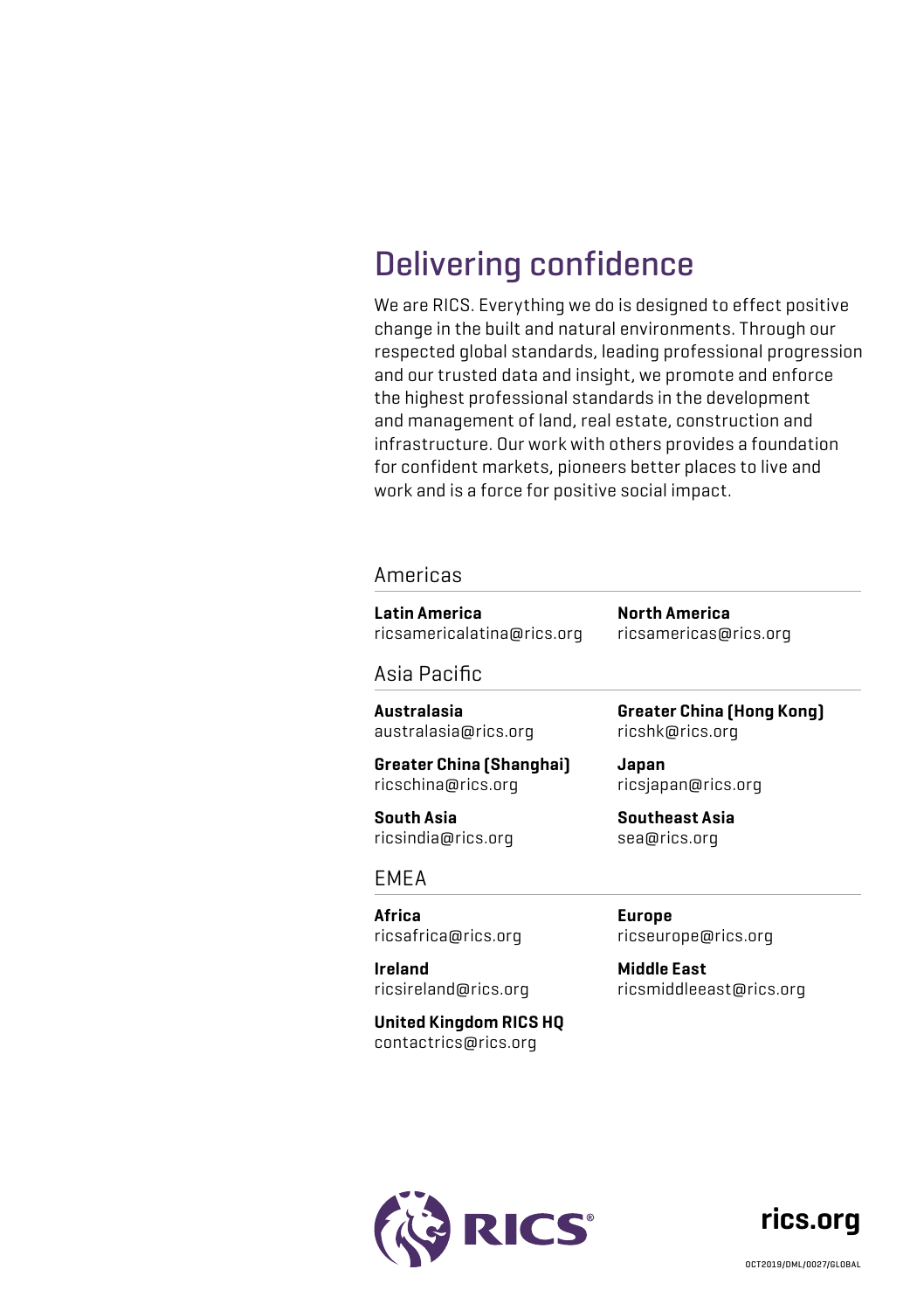# Delivering confidence

We are RICS. Everything we do is designed to effect positive change in the built and natural environments. Through our respected global standards, leading professional progression and our trusted data and insight, we promote and enforce the highest professional standards in the development and management of land, real estate, construction and infrastructure. Our work with others provides a foundation for confident markets, pioneers better places to live and work and is a force for positive social impact.

## Americas

**Latin America**
ricsamericalatina@rics.org

**North America**
ricsamericas@rics.org

## Asia Pacific

**Australasia**
australasia@rics.org

**Greater China (Hong Kong)**
ricshk@rics.org

**Greater China (Shanghai)**
ricschina@rics.org

**Japan**
ricsjapan@rics.org

**South Asia**
ricsindia@rics.org

**Southeast Asia**
sea@rics.org

## EMEA

**Africa**
ricsafrica@rics.org

**Europe**
ricseurope@rics.org

**Ireland**
ricsireland@rics.org

**Middle East**
ricsmiddleeast@rics.org

**United Kingdom RICS HQ**
contactrics@rics.org

RICS®

**rics.org**

OCT2019/DML/0027/GLOBAL